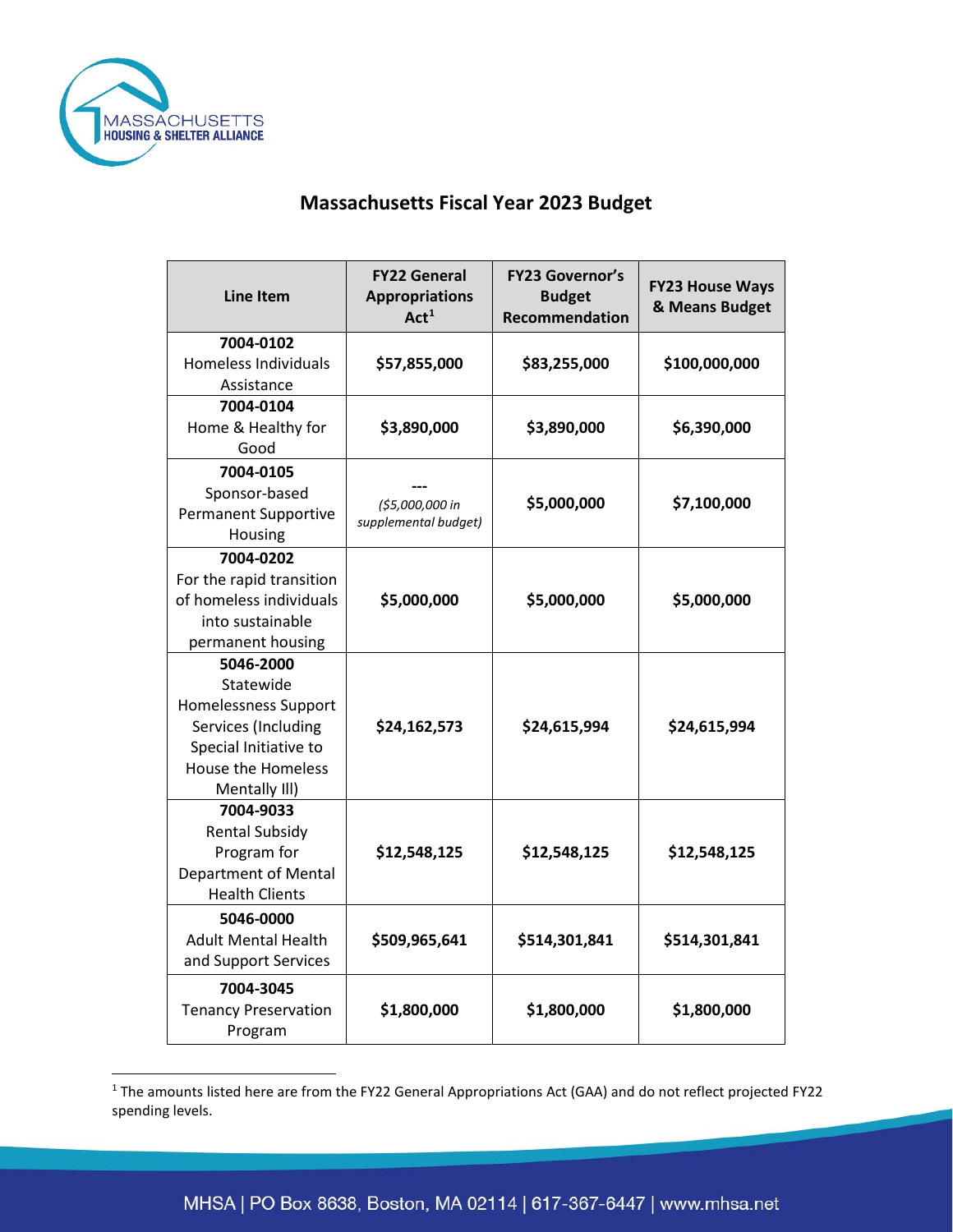# Massachusetts Fiscal Year 2023 Budget

| Line Item | FY22 General Appropriations Act[1] | FY23 Governor's Budget Recommendation | FY23 House Ways & Means Budget |
|---|---|---|---|
| **7004-0102** Homeless Individuals Assistance | **$57,855,000** | **$83,255,000** | **$100,000,000** |
| **7004-0104** Home & Healthy for Good | **$3,890,000** | **$3,890,000** | **$6,390,000** |
| **7004-0105** Sponsor-based Permanent Supportive Housing | --- *($5,000,000 in supplemental budget)* | **$5,000,000** | **$7,100,000** |
| **7004-0202** For the rapid transition of homeless individuals into sustainable permanent housing | **$5,000,000** | **$5,000,000** | **$5,000,000** |
| **5046-2000** Statewide Homelessness Support Services (Including Special Initiative to House the Homeless Mentally Ill) | **$24,162,573** | **$24,615,994** | **$24,615,994** |
| **7004-9033** Rental Subsidy Program for Department of Mental Health Clients | **$12,548,125** | **$12,548,125** | **$12,548,125** |
| **5046-0000** Adult Mental Health and Support Services | **$509,965,641** | **$514,301,841** | **$514,301,841** |
| **7004-3045** Tenancy Preservation Program | **$1,800,000** | **$1,800,000** | **$1,800,000** |

[1] The amounts listed here are from the FY22 General Appropriations Act (GAA) and do not reflect projected FY22 spending levels.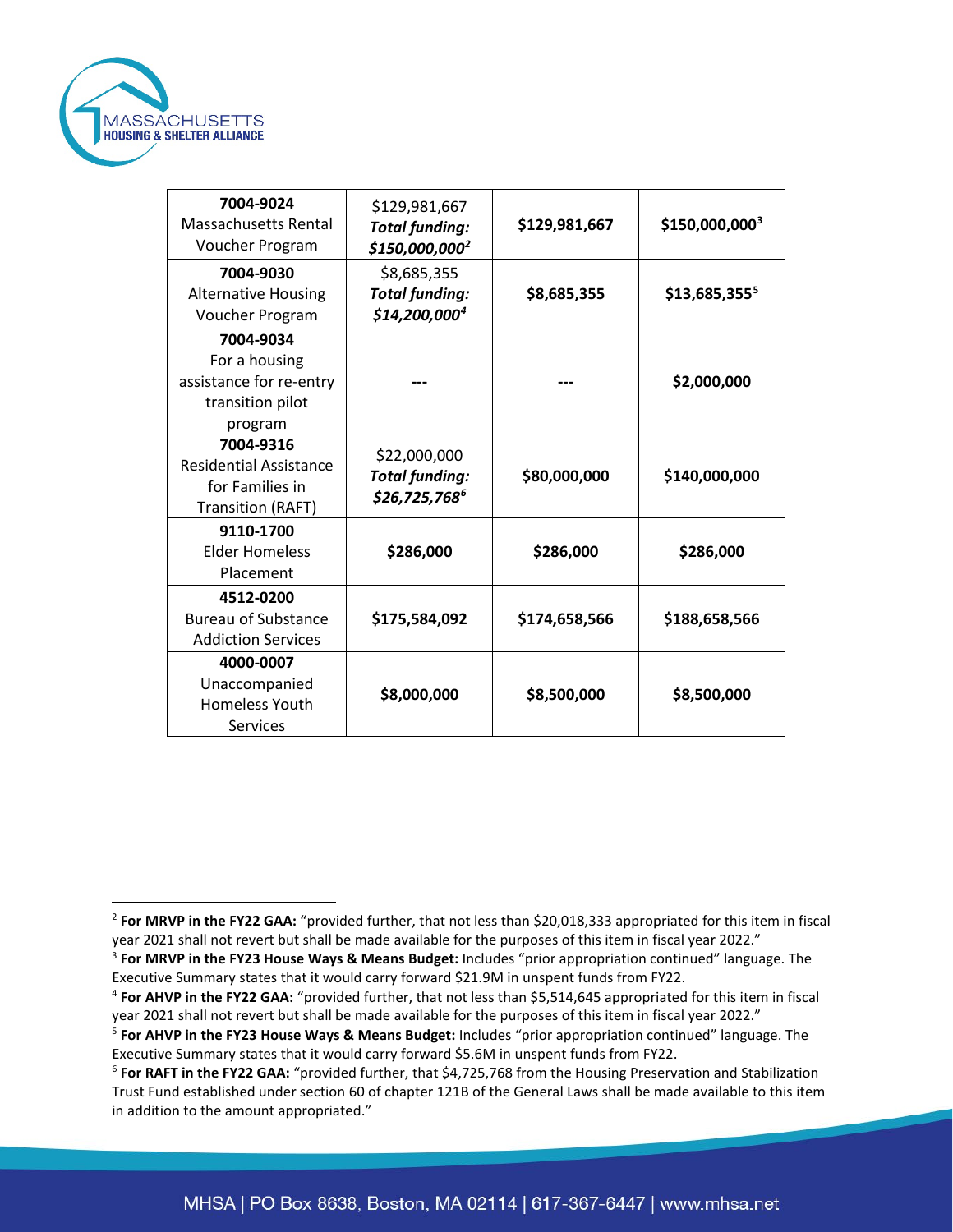| | | | |
|---|---|---|---|
| **7004-9024** Massachusetts Rental Voucher Program | $129,981,667 ***Total funding: $150,000,000***[2] | **$129,981,667** | **$150,000,000**[3] |
| **7004-9030** Alternative Housing Voucher Program | $8,685,355 ***Total funding: $14,200,000***[4] | **$8,685,355** | **$13,685,355**[5] |
| **7004-9034** For a housing assistance for re-entry transition pilot program | --- | --- | **$2,000,000** |
| **7004-9316** Residential Assistance for Families in Transition (RAFT) | $22,000,000 ***Total funding: $26,725,768***[6] | **$80,000,000** | **$140,000,000** |
| **9110-1700** Elder Homeless Placement | **$286,000** | **$286,000** | **$286,000** |
| **4512-0200** Bureau of Substance Addiction Services | **$175,584,092** | **$174,658,566** | **$188,658,566** |
| **4000-0007** Unaccompanied Homeless Youth Services | **$8,000,000** | **$8,500,000** | **$8,500,000** |

[2] **For MRVP in the FY22 GAA:** "provided further, that not less than $20,018,333 appropriated for this item in fiscal year 2021 shall not revert but shall be made available for the purposes of this item in fiscal year 2022."

[3] **For MRVP in the FY23 House Ways & Means Budget:** Includes "prior appropriation continued" language. The Executive Summary states that it would carry forward $21.9M in unspent funds from FY22.

[4] **For AHVP in the FY22 GAA:** "provided further, that not less than $5,514,645 appropriated for this item in fiscal year 2021 shall not revert but shall be made available for the purposes of this item in fiscal year 2022."

[5] **For AHVP in the FY23 House Ways & Means Budget:** Includes "prior appropriation continued" language. The Executive Summary states that it would carry forward $5.6M in unspent funds from FY22.

[6] **For RAFT in the FY22 GAA:** "provided further, that $4,725,768 from the Housing Preservation and Stabilization Trust Fund established under section 60 of chapter 121B of the General Laws shall be made available to this item in addition to the amount appropriated."